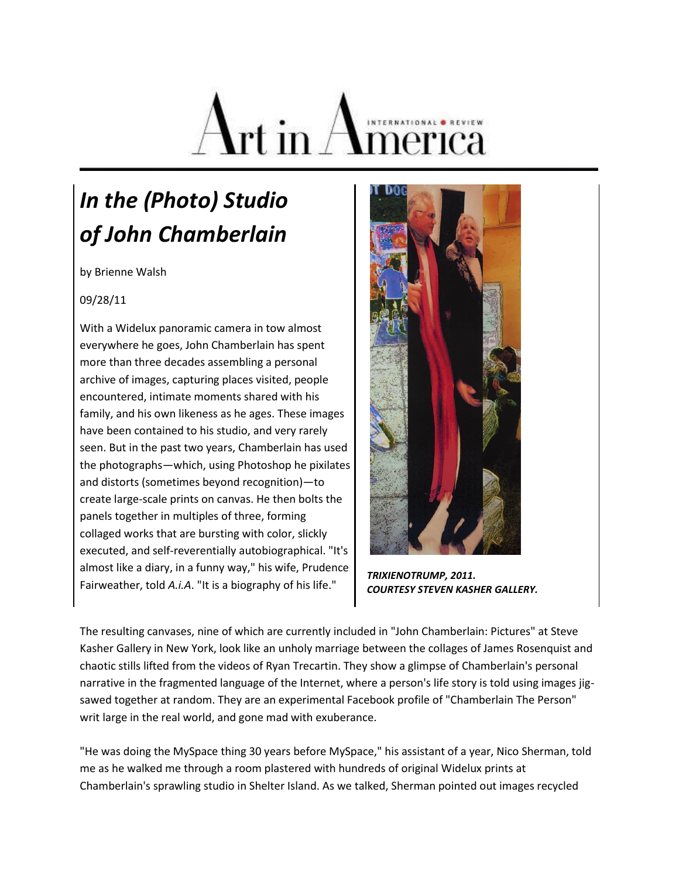Art in America

# *In the (Photo) Studio of John Chamberlain*

by Brienne Walsh

09/28/11

With a Widelux panoramic camera in tow almost everywhere he goes, John Chamberlain has spent more than three decades assembling a personal archive of images, capturing places visited, people encountered, intimate moments shared with his family, and his own likeness as he ages. These images have been contained to his studio, and very rarely seen. But in the past two years, Chamberlain has used the photographs—which, using Photoshop he pixilates and distorts (sometimes beyond recognition)—to create large-scale prints on canvas. He then bolts the panels together in multiples of three, forming collaged works that are bursting with color, slickly executed, and self-reverentially autobiographical. "It's almost like a diary, in a funny way," his wife, Prudence Fairweather, told *A.i.A*. "It is a biography of his life."

***TRIXIENOTRUMP, 2011. COURTESY STEVEN KASHER GALLERY.***

The resulting canvases, nine of which are currently included in "John Chamberlain: Pictures" at Steve Kasher Gallery in New York, look like an unholy marriage between the collages of James Rosenquist and chaotic stills lifted from the videos of Ryan Trecartin. They show a glimpse of Chamberlain's personal narrative in the fragmented language of the Internet, where a person's life story is told using images jig-sawed together at random. They are an experimental Facebook profile of "Chamberlain The Person" writ large in the real world, and gone mad with exuberance.

"He was doing the MySpace thing 30 years before MySpace," his assistant of a year, Nico Sherman, told me as he walked me through a room plastered with hundreds of original Widelux prints at Chamberlain's sprawling studio in Shelter Island. As we talked, Sherman pointed out images recycled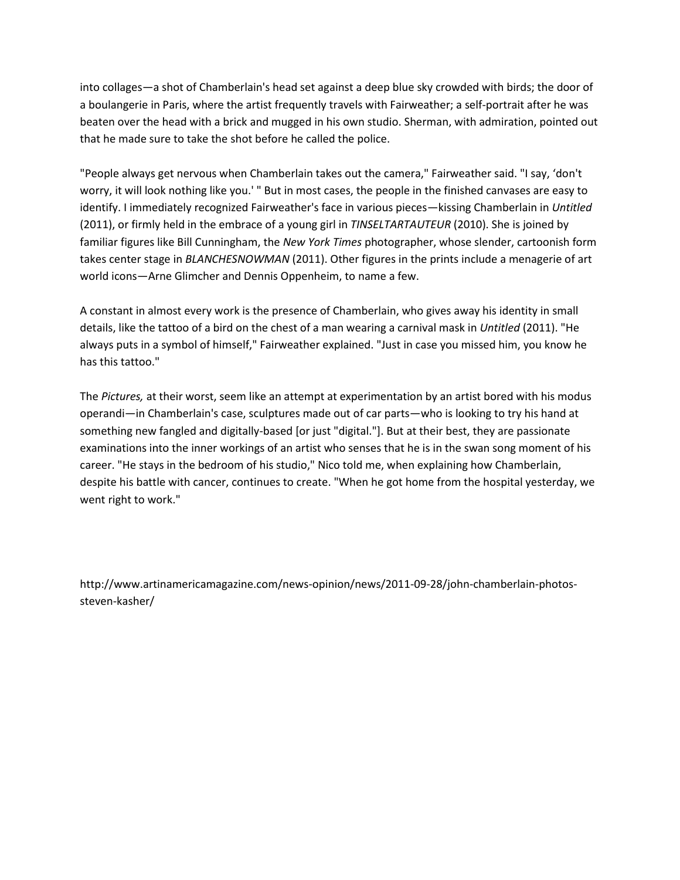into collages—a shot of Chamberlain's head set against a deep blue sky crowded with birds; the door of a boulangerie in Paris, where the artist frequently travels with Fairweather; a self-portrait after he was beaten over the head with a brick and mugged in his own studio. Sherman, with admiration, pointed out that he made sure to take the shot before he called the police.

"People always get nervous when Chamberlain takes out the camera," Fairweather said. "I say, 'don't worry, it will look nothing like you.' " But in most cases, the people in the finished canvases are easy to identify. I immediately recognized Fairweather's face in various pieces—kissing Chamberlain in *Untitled* (2011), or firmly held in the embrace of a young girl in *TINSELTARTAUTEUR* (2010). She is joined by familiar figures like Bill Cunningham, the *New York Times* photographer, whose slender, cartoonish form takes center stage in *BLANCHESNOWMAN* (2011). Other figures in the prints include a menagerie of art world icons—Arne Glimcher and Dennis Oppenheim, to name a few.

A constant in almost every work is the presence of Chamberlain, who gives away his identity in small details, like the tattoo of a bird on the chest of a man wearing a carnival mask in *Untitled* (2011). "He always puts in a symbol of himself," Fairweather explained. "Just in case you missed him, you know he has this tattoo."

The *Pictures,* at their worst, seem like an attempt at experimentation by an artist bored with his modus operandi—in Chamberlain's case, sculptures made out of car parts—who is looking to try his hand at something new fangled and digitally-based [or just "digital."]. But at their best, they are passionate examinations into the inner workings of an artist who senses that he is in the swan song moment of his career. "He stays in the bedroom of his studio," Nico told me, when explaining how Chamberlain, despite his battle with cancer, continues to create. "When he got home from the hospital yesterday, we went right to work."

http://www.artinamericamagazine.com/news-opinion/news/2011-09-28/john-chamberlain-photos-steven-kasher/